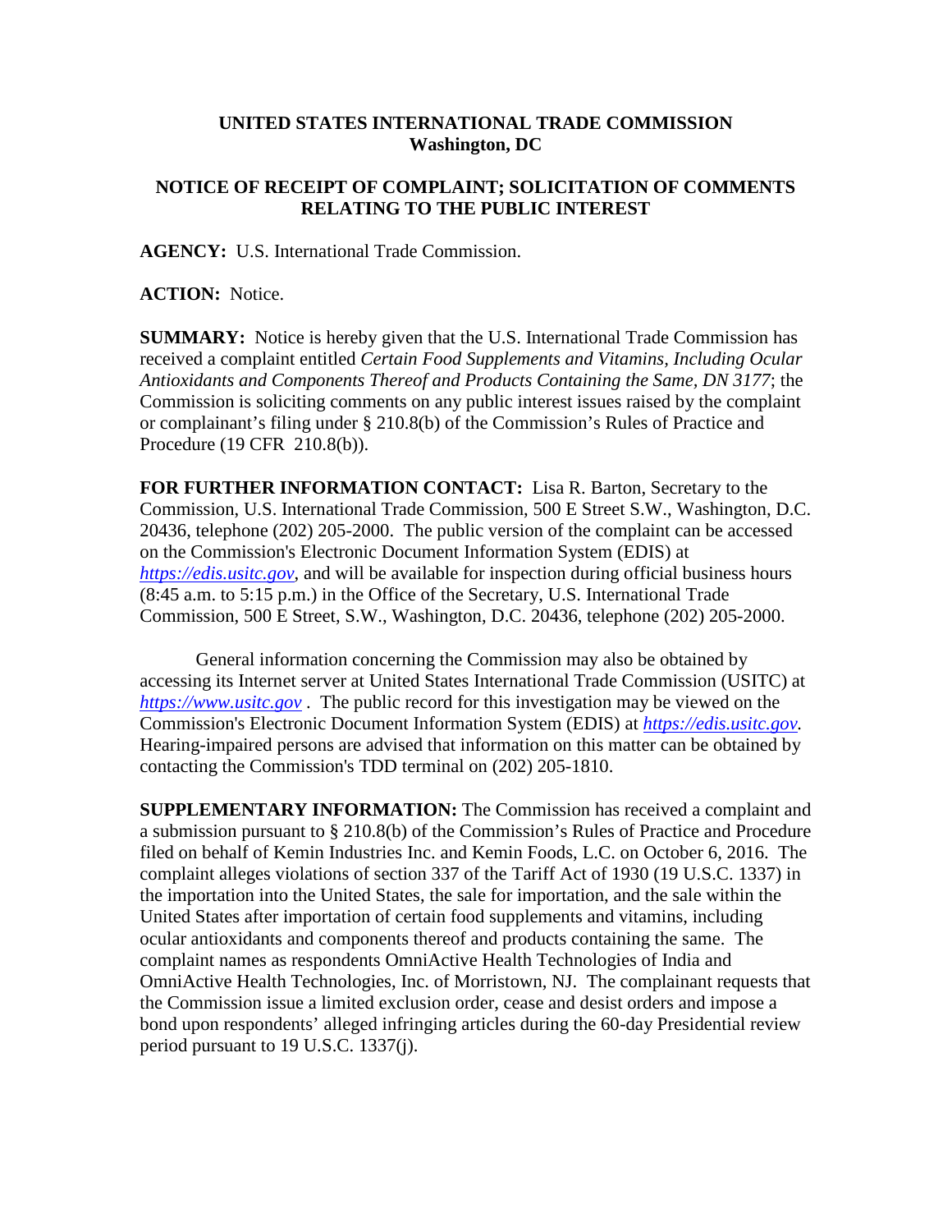**UNITED STATES INTERNATIONAL TRADE COMMISSION**
**Washington, DC**

**NOTICE OF RECEIPT OF COMPLAINT; SOLICITATION OF COMMENTS RELATING TO THE PUBLIC INTEREST**

**AGENCY:** U.S. International Trade Commission.

**ACTION:** Notice.

**SUMMARY:** Notice is hereby given that the U.S. International Trade Commission has received a complaint entitled *Certain Food Supplements and Vitamins, Including Ocular Antioxidants and Components Thereof and Products Containing the Same, DN 3177*; the Commission is soliciting comments on any public interest issues raised by the complaint or complainant's filing under § 210.8(b) of the Commission's Rules of Practice and Procedure (19 CFR 210.8(b)).

**FOR FURTHER INFORMATION CONTACT:** Lisa R. Barton, Secretary to the Commission, U.S. International Trade Commission, 500 E Street S.W., Washington, D.C. 20436, telephone (202) 205-2000. The public version of the complaint can be accessed on the Commission's Electronic Document Information System (EDIS) at *https://edis.usitc.gov*, and will be available for inspection during official business hours (8:45 a.m. to 5:15 p.m.) in the Office of the Secretary, U.S. International Trade Commission, 500 E Street, S.W., Washington, D.C. 20436, telephone (202) 205-2000.

General information concerning the Commission may also be obtained by accessing its Internet server at United States International Trade Commission (USITC) at *https://www.usitc.gov* . The public record for this investigation may be viewed on the Commission's Electronic Document Information System (EDIS) at *https://edis.usitc.gov.* Hearing-impaired persons are advised that information on this matter can be obtained by contacting the Commission's TDD terminal on (202) 205-1810.

**SUPPLEMENTARY INFORMATION:** The Commission has received a complaint and a submission pursuant to § 210.8(b) of the Commission's Rules of Practice and Procedure filed on behalf of Kemin Industries Inc. and Kemin Foods, L.C. on October 6, 2016. The complaint alleges violations of section 337 of the Tariff Act of 1930 (19 U.S.C. 1337) in the importation into the United States, the sale for importation, and the sale within the United States after importation of certain food supplements and vitamins, including ocular antioxidants and components thereof and products containing the same. The complaint names as respondents OmniActive Health Technologies of India and OmniActive Health Technologies, Inc. of Morristown, NJ. The complainant requests that the Commission issue a limited exclusion order, cease and desist orders and impose a bond upon respondents' alleged infringing articles during the 60-day Presidential review period pursuant to 19 U.S.C. 1337(j).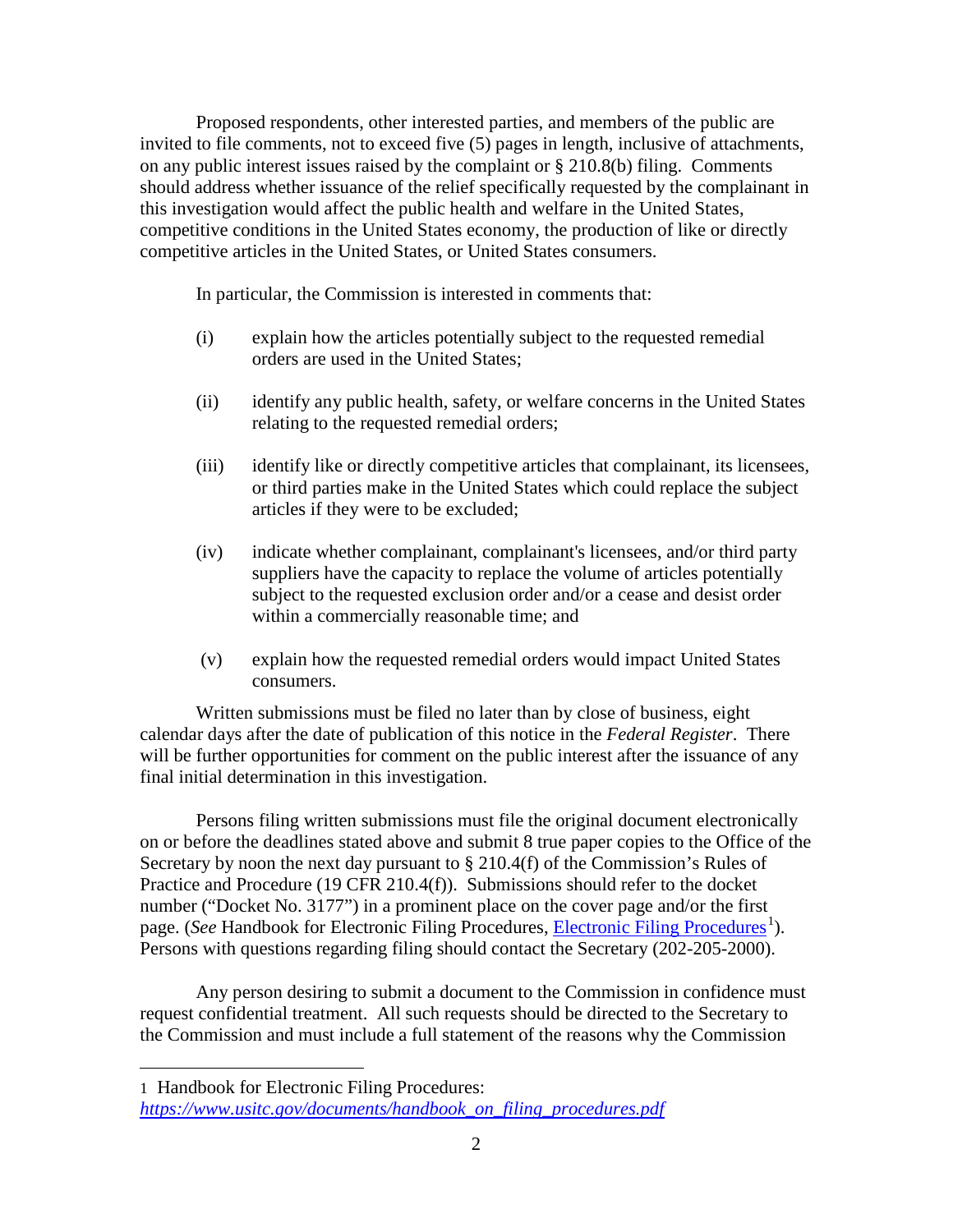Proposed respondents, other interested parties, and members of the public are invited to file comments, not to exceed five (5) pages in length, inclusive of attachments, on any public interest issues raised by the complaint or § 210.8(b) filing. Comments should address whether issuance of the relief specifically requested by the complainant in this investigation would affect the public health and welfare in the United States, competitive conditions in the United States economy, the production of like or directly competitive articles in the United States, or United States consumers.

In particular, the Commission is interested in comments that:

(i) explain how the articles potentially subject to the requested remedial orders are used in the United States;

(ii) identify any public health, safety, or welfare concerns in the United States relating to the requested remedial orders;

(iii) identify like or directly competitive articles that complainant, its licensees, or third parties make in the United States which could replace the subject articles if they were to be excluded;

(iv) indicate whether complainant, complainant's licensees, and/or third party suppliers have the capacity to replace the volume of articles potentially subject to the requested exclusion order and/or a cease and desist order within a commercially reasonable time; and

(v) explain how the requested remedial orders would impact United States consumers.

Written submissions must be filed no later than by close of business, eight calendar days after the date of publication of this notice in the *Federal Register*. There will be further opportunities for comment on the public interest after the issuance of any final initial determination in this investigation.

Persons filing written submissions must file the original document electronically on or before the deadlines stated above and submit 8 true paper copies to the Office of the Secretary by noon the next day pursuant to § 210.4(f) of the Commission's Rules of Practice and Procedure (19 CFR 210.4(f)). Submissions should refer to the docket number ("Docket No. 3177") in a prominent place on the cover page and/or the first page. (*See* Handbook for Electronic Filing Procedures, Electronic Filing Procedures[1]). Persons with questions regarding filing should contact the Secretary (202-205-2000).

Any person desiring to submit a document to the Commission in confidence must request confidential treatment. All such requests should be directed to the Secretary to the Commission and must include a full statement of the reasons why the Commission

---

1 Handbook for Electronic Filing Procedures: *https://www.usitc.gov/documents/handbook_on_filing_procedures.pdf*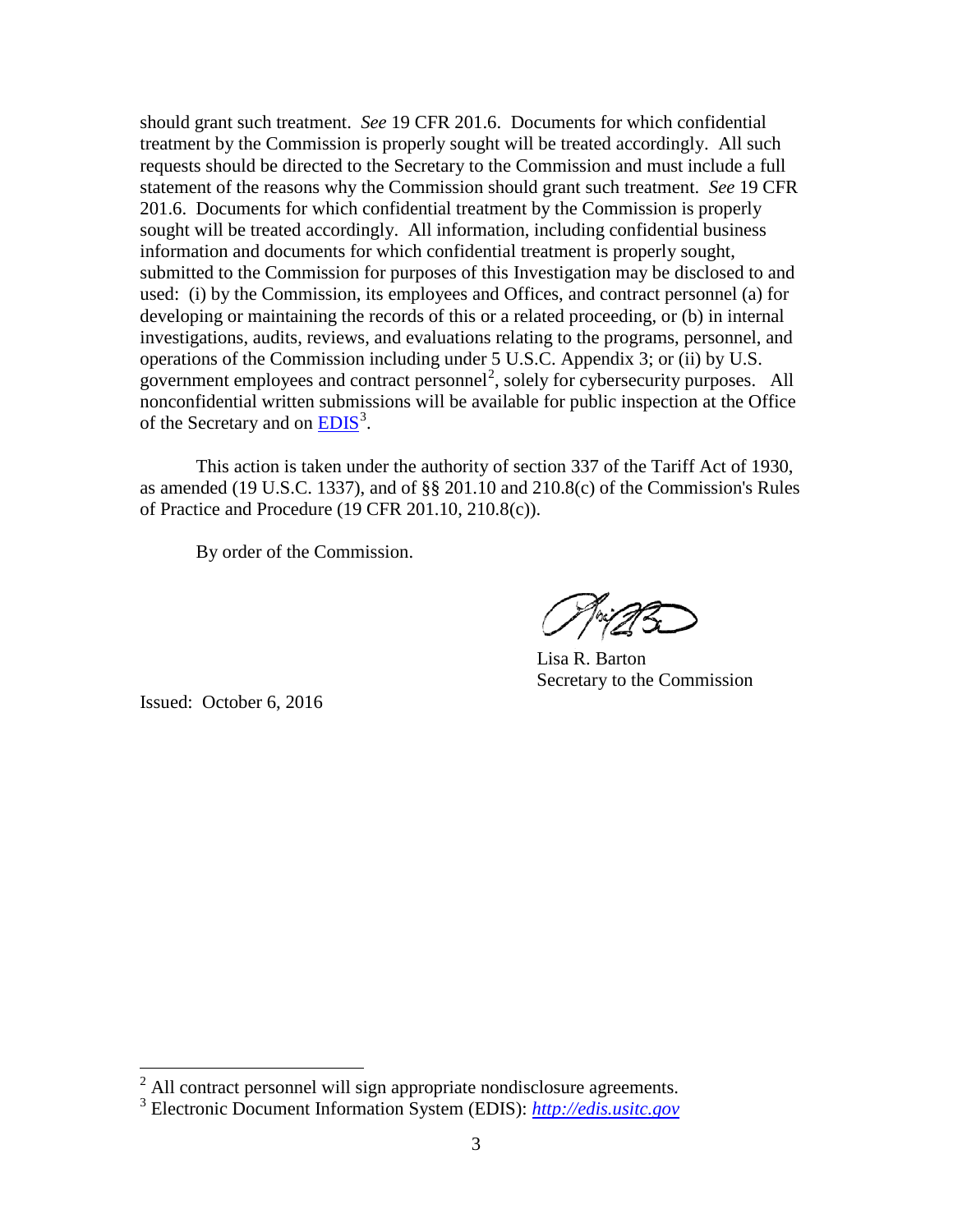should grant such treatment. *See* 19 CFR 201.6. Documents for which confidential treatment by the Commission is properly sought will be treated accordingly. All such requests should be directed to the Secretary to the Commission and must include a full statement of the reasons why the Commission should grant such treatment. *See* 19 CFR 201.6. Documents for which confidential treatment by the Commission is properly sought will be treated accordingly. All information, including confidential business information and documents for which confidential treatment is properly sought, submitted to the Commission for purposes of this Investigation may be disclosed to and used: (i) by the Commission, its employees and Offices, and contract personnel (a) for developing or maintaining the records of this or a related proceeding, or (b) in internal investigations, audits, reviews, and evaluations relating to the programs, personnel, and operations of the Commission including under 5 U.S.C. Appendix 3; or (ii) by U.S. government employees and contract personnel[2], solely for cybersecurity purposes. All nonconfidential written submissions will be available for public inspection at the Office of the Secretary and on EDIS[3].

This action is taken under the authority of section 337 of the Tariff Act of 1930, as amended (19 U.S.C. 1337), and of §§ 201.10 and 210.8(c) of the Commission's Rules of Practice and Procedure (19 CFR 201.10, 210.8(c)).

By order of the Commission.

Lisa R. Barton
Secretary to the Commission

Issued: October 6, 2016

[2] All contract personnel will sign appropriate nondisclosure agreements.

[3] Electronic Document Information System (EDIS): *http://edis.usitc.gov*